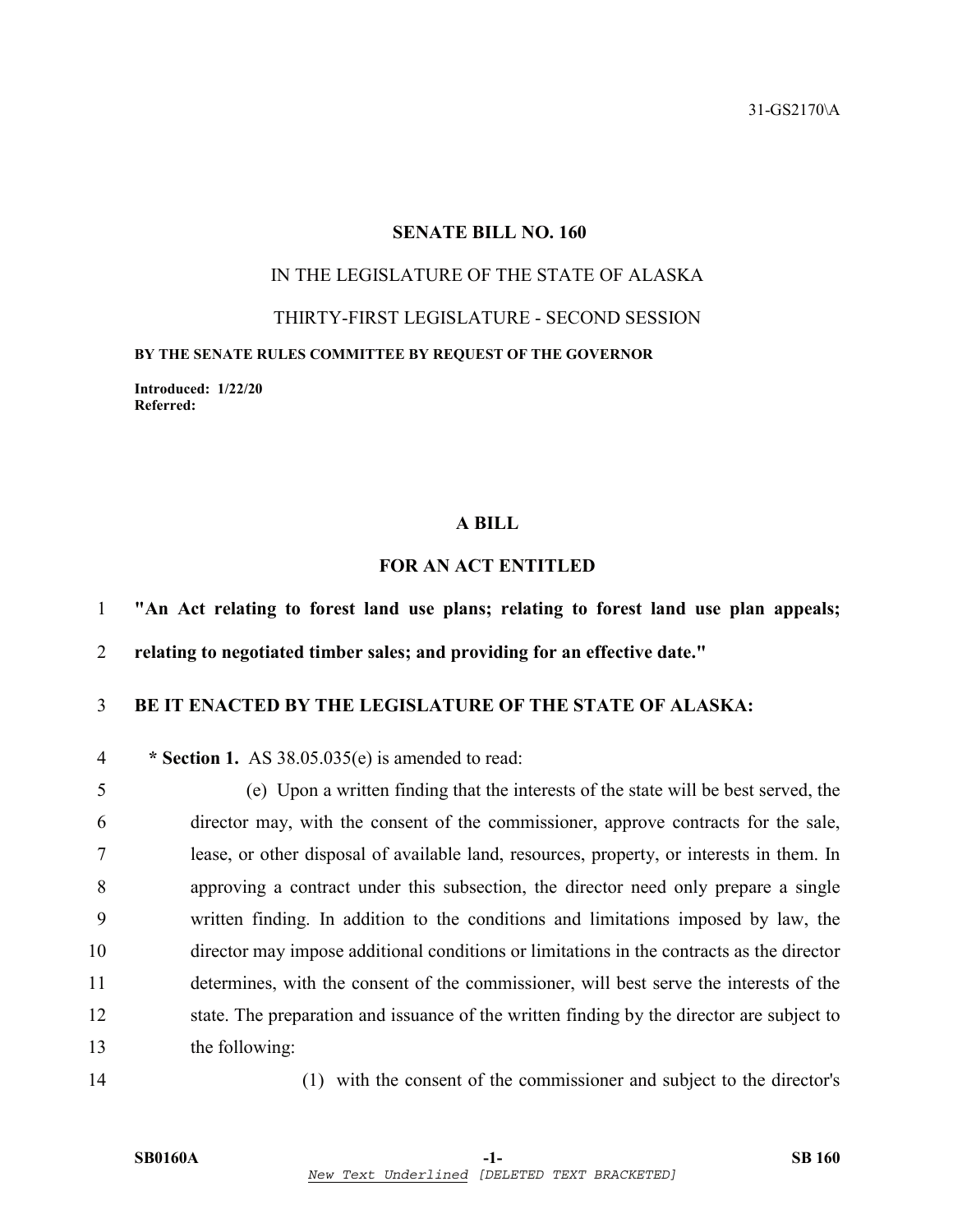31-GS2170\A

# SENATE BILL NO. 160

IN THE LEGISLATURE OF THE STATE OF ALASKA

THIRTY-FIRST LEGISLATURE - SECOND SESSION

**BY THE SENATE RULES COMMITTEE BY REQUEST OF THE GOVERNOR**

**Introduced: 1/22/20**
**Referred:**

## A BILL

## FOR AN ACT ENTITLED

1 **"An Act relating to forest land use plans; relating to forest land use plan appeals;**
2 **relating to negotiated timber sales; and providing for an effective date."**

3 **BE IT ENACTED BY THE LEGISLATURE OF THE STATE OF ALASKA:**

4 **\* Section 1.** AS 38.05.035(e) is amended to read:

5 (e) Upon a written finding that the interests of the state will be best served, the
6 director may, with the consent of the commissioner, approve contracts for the sale,
7 lease, or other disposal of available land, resources, property, or interests in them. In
8 approving a contract under this subsection, the director need only prepare a single
9 written finding. In addition to the conditions and limitations imposed by law, the
10 director may impose additional conditions or limitations in the contracts as the director
11 determines, with the consent of the commissioner, will best serve the interests of the
12 state. The preparation and issuance of the written finding by the director are subject to
13 the following:

14 (1) with the consent of the commissioner and subject to the director's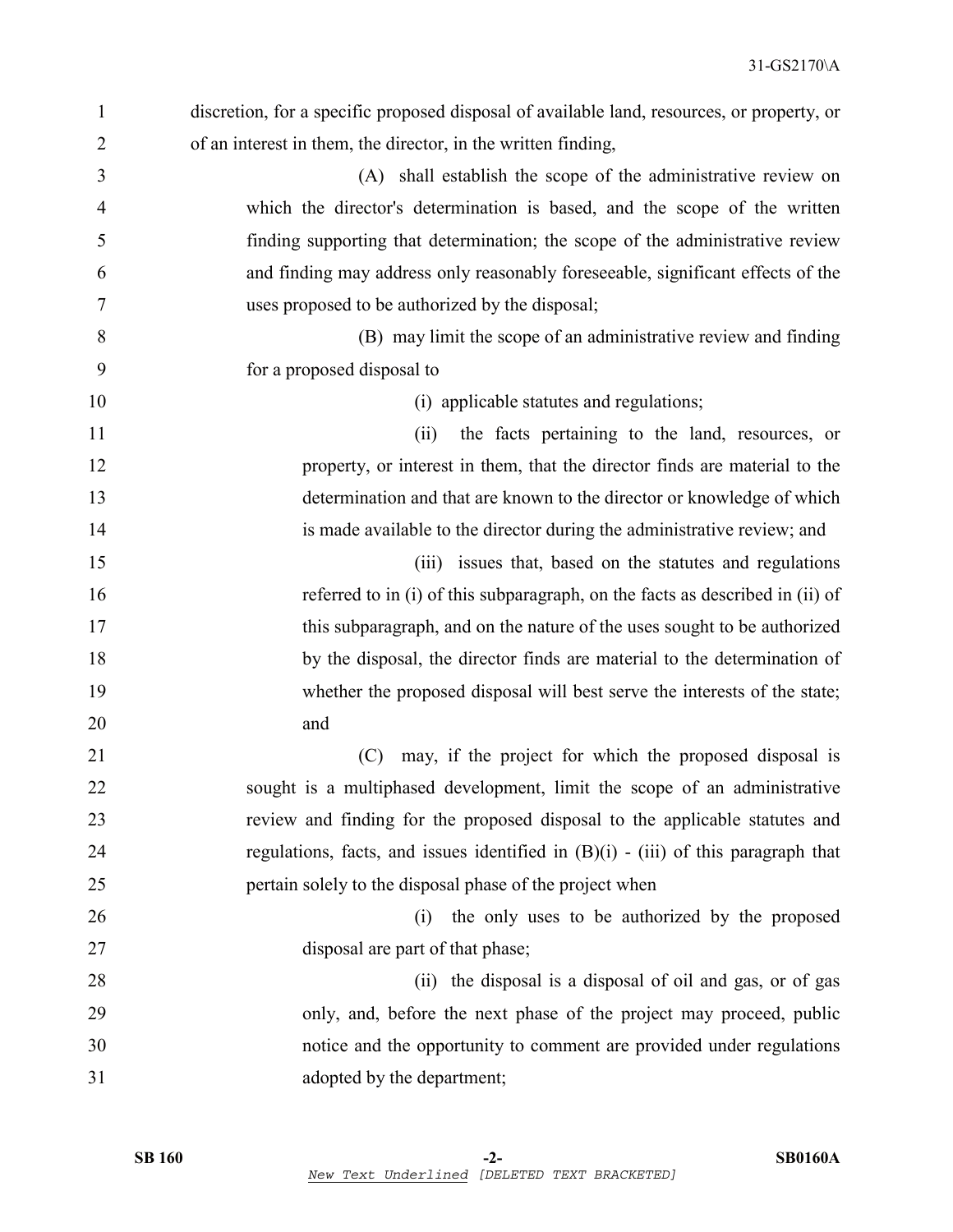discretion, for a specific proposed disposal of available land, resources, or property, or of an interest in them, the director, in the written finding,

(A) shall establish the scope of the administrative review on which the director's determination is based, and the scope of the written finding supporting that determination; the scope of the administrative review and finding may address only reasonably foreseeable, significant effects of the uses proposed to be authorized by the disposal;

(B) may limit the scope of an administrative review and finding for a proposed disposal to

(i) applicable statutes and regulations;

(ii) the facts pertaining to the land, resources, or property, or interest in them, that the director finds are material to the determination and that are known to the director or knowledge of which is made available to the director during the administrative review; and

(iii) issues that, based on the statutes and regulations referred to in (i) of this subparagraph, on the facts as described in (ii) of this subparagraph, and on the nature of the uses sought to be authorized by the disposal, the director finds are material to the determination of whether the proposed disposal will best serve the interests of the state; and

(C) may, if the project for which the proposed disposal is sought is a multiphased development, limit the scope of an administrative review and finding for the proposed disposal to the applicable statutes and regulations, facts, and issues identified in (B)(i) - (iii) of this paragraph that pertain solely to the disposal phase of the project when

(i) the only uses to be authorized by the proposed disposal are part of that phase;

(ii) the disposal is a disposal of oil and gas, or of gas only, and, before the next phase of the project may proceed, public notice and the opportunity to comment are provided under regulations adopted by the department;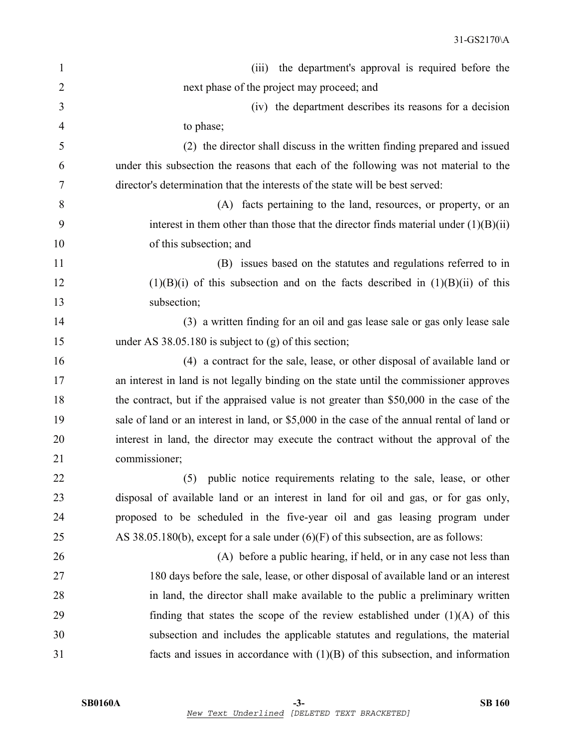(iii) the department's approval is required before the next phase of the project may proceed; and

(iv) the department describes its reasons for a decision to phase;

(2) the director shall discuss in the written finding prepared and issued under this subsection the reasons that each of the following was not material to the director's determination that the interests of the state will be best served:

(A) facts pertaining to the land, resources, or property, or an interest in them other than those that the director finds material under (1)(B)(ii) of this subsection; and

(B) issues based on the statutes and regulations referred to in (1)(B)(i) of this subsection and on the facts described in (1)(B)(ii) of this subsection;

(3) a written finding for an oil and gas lease sale or gas only lease sale under AS 38.05.180 is subject to (g) of this section;

(4) a contract for the sale, lease, or other disposal of available land or an interest in land is not legally binding on the state until the commissioner approves the contract, but if the appraised value is not greater than $50,000 in the case of the sale of land or an interest in land, or $5,000 in the case of the annual rental of land or interest in land, the director may execute the contract without the approval of the commissioner;

(5) public notice requirements relating to the sale, lease, or other disposal of available land or an interest in land for oil and gas, or for gas only, proposed to be scheduled in the five-year oil and gas leasing program under AS 38.05.180(b), except for a sale under (6)(F) of this subsection, are as follows:

(A) before a public hearing, if held, or in any case not less than 180 days before the sale, lease, or other disposal of available land or an interest in land, the director shall make available to the public a preliminary written finding that states the scope of the review established under (1)(A) of this subsection and includes the applicable statutes and regulations, the material facts and issues in accordance with (1)(B) of this subsection, and information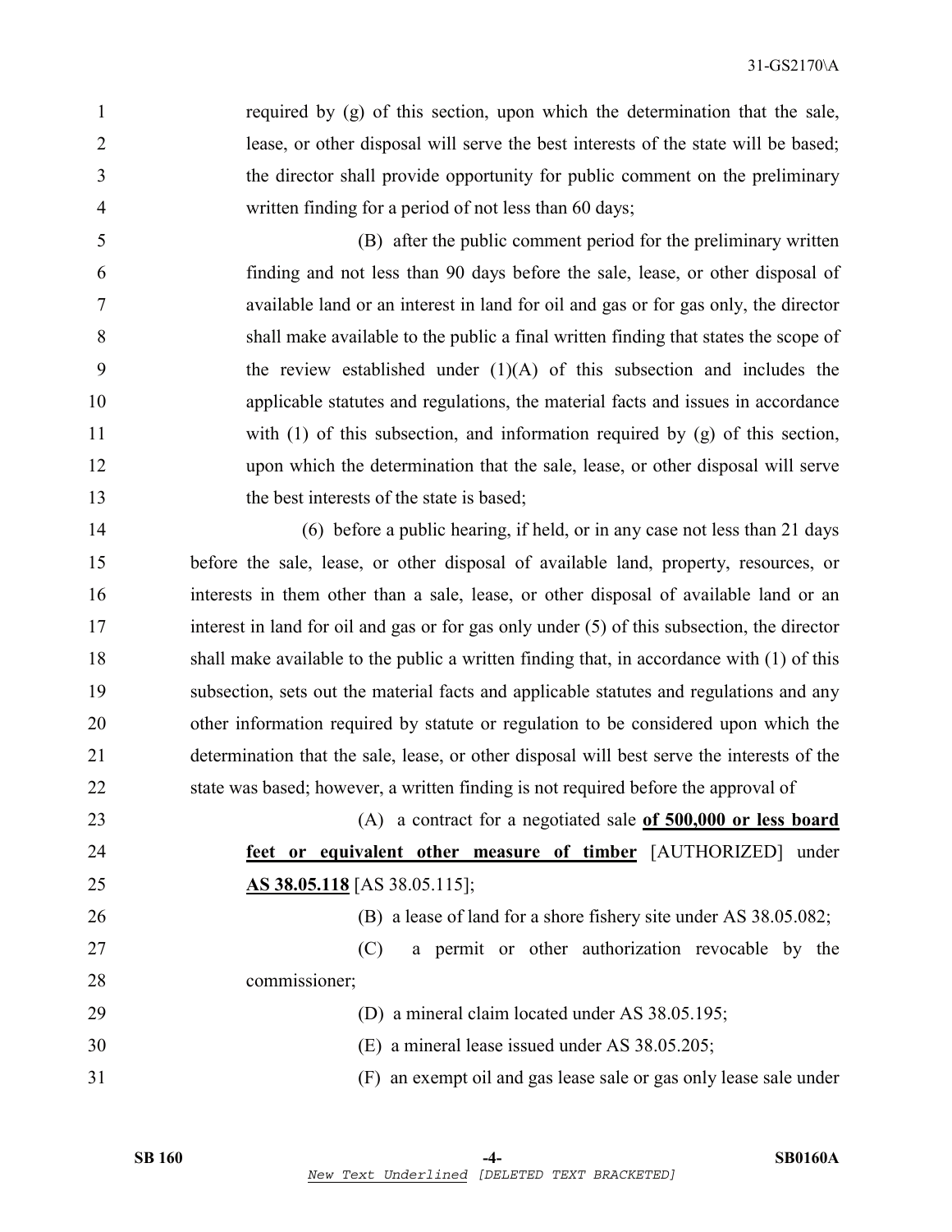required by (g) of this section, upon which the determination that the sale, lease, or other disposal will serve the best interests of the state will be based; the director shall provide opportunity for public comment on the preliminary written finding for a period of not less than 60 days;

(B) after the public comment period for the preliminary written finding and not less than 90 days before the sale, lease, or other disposal of available land or an interest in land for oil and gas or for gas only, the director shall make available to the public a final written finding that states the scope of the review established under (1)(A) of this subsection and includes the applicable statutes and regulations, the material facts and issues in accordance with (1) of this subsection, and information required by (g) of this section, upon which the determination that the sale, lease, or other disposal will serve the best interests of the state is based;

(6) before a public hearing, if held, or in any case not less than 21 days before the sale, lease, or other disposal of available land, property, resources, or interests in them other than a sale, lease, or other disposal of available land or an interest in land for oil and gas or for gas only under (5) of this subsection, the director shall make available to the public a written finding that, in accordance with (1) of this subsection, sets out the material facts and applicable statutes and regulations and any other information required by statute or regulation to be considered upon which the determination that the sale, lease, or other disposal will best serve the interests of the state was based; however, a written finding is not required before the approval of

(A) a contract for a negotiated sale <u>**of 500,000 or less board feet or equivalent other measure of timber**</u> [AUTHORIZED] under <u>**AS 38.05.118**</u> [AS 38.05.115];

(B) a lease of land for a shore fishery site under AS 38.05.082;

(C) a permit or other authorization revocable by the commissioner;

(D) a mineral claim located under AS 38.05.195;

(E) a mineral lease issued under AS 38.05.205;

(F) an exempt oil and gas lease sale or gas only lease sale under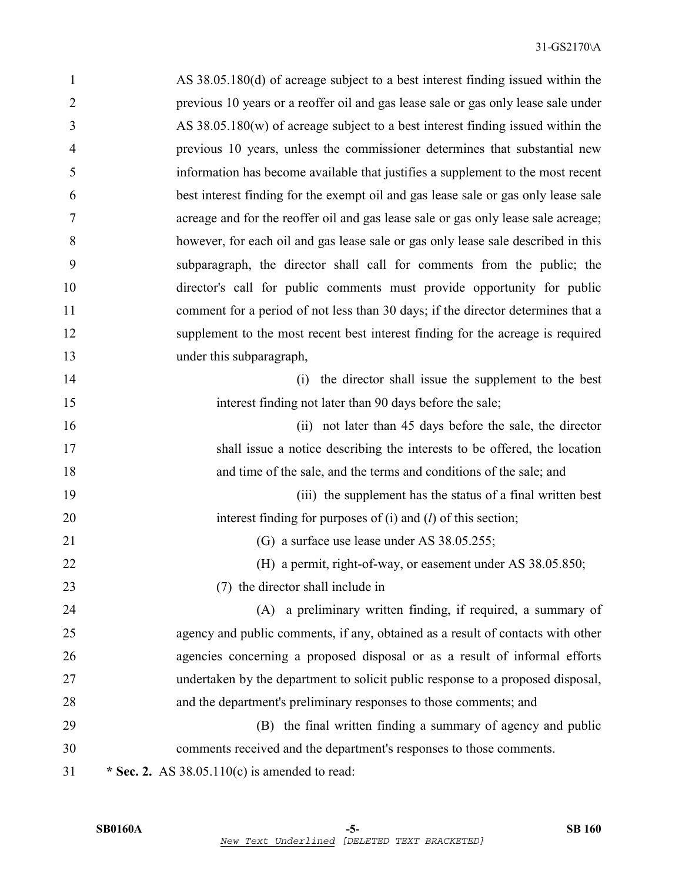AS 38.05.180(d) of acreage subject to a best interest finding issued within the previous 10 years or a reoffer oil and gas lease sale or gas only lease sale under AS 38.05.180(w) of acreage subject to a best interest finding issued within the previous 10 years, unless the commissioner determines that substantial new information has become available that justifies a supplement to the most recent best interest finding for the exempt oil and gas lease sale or gas only lease sale acreage and for the reoffer oil and gas lease sale or gas only lease sale acreage; however, for each oil and gas lease sale or gas only lease sale described in this subparagraph, the director shall call for comments from the public; the director's call for public comments must provide opportunity for public comment for a period of not less than 30 days; if the director determines that a supplement to the most recent best interest finding for the acreage is required under this subparagraph,

(i) the director shall issue the supplement to the best interest finding not later than 90 days before the sale;

(ii) not later than 45 days before the sale, the director shall issue a notice describing the interests to be offered, the location and time of the sale, and the terms and conditions of the sale; and

(iii) the supplement has the status of a final written best interest finding for purposes of (i) and (*l*) of this section;

(G) a surface use lease under AS 38.05.255;

(H) a permit, right-of-way, or easement under AS 38.05.850;

(7) the director shall include in

(A) a preliminary written finding, if required, a summary of agency and public comments, if any, obtained as a result of contacts with other agencies concerning a proposed disposal or as a result of informal efforts undertaken by the department to solicit public response to a proposed disposal, and the department's preliminary responses to those comments; and

(B) the final written finding a summary of agency and public comments received and the department's responses to those comments.

**\* Sec. 2.** AS 38.05.110(c) is amended to read: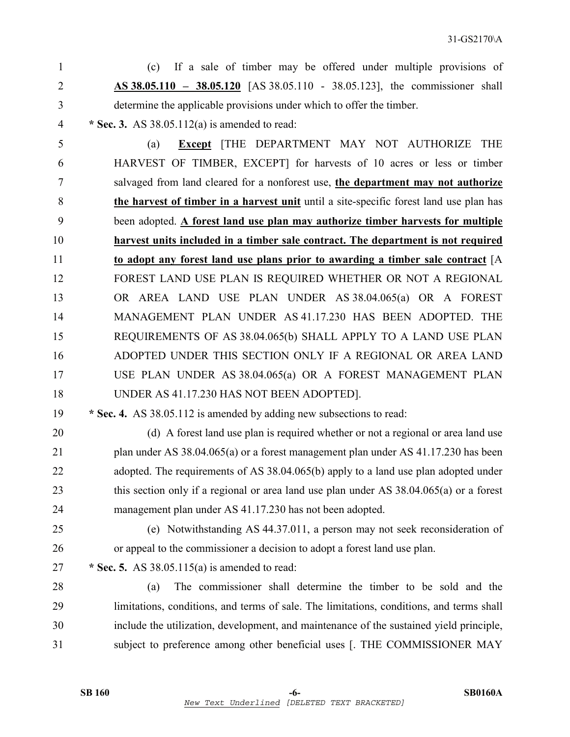(c) If a sale of timber may be offered under multiple provisions of **AS 38.05.110 – 38.05.120** [AS 38.05.110 - 38.05.123], the commissioner shall determine the applicable provisions under which to offer the timber.

**\* Sec. 3.** AS 38.05.112(a) is amended to read:

(a) **Except** [THE DEPARTMENT MAY NOT AUTHORIZE THE HARVEST OF TIMBER, EXCEPT] for harvests of 10 acres or less or timber salvaged from land cleared for a nonforest use, **the department may not authorize the harvest of timber in a harvest unit** until a site-specific forest land use plan has been adopted. **A forest land use plan may authorize timber harvests for multiple harvest units included in a timber sale contract. The department is not required to adopt any forest land use plans prior to awarding a timber sale contract** [A FOREST LAND USE PLAN IS REQUIRED WHETHER OR NOT A REGIONAL OR AREA LAND USE PLAN UNDER AS 38.04.065(a) OR A FOREST MANAGEMENT PLAN UNDER AS 41.17.230 HAS BEEN ADOPTED. THE REQUIREMENTS OF AS 38.04.065(b) SHALL APPLY TO A LAND USE PLAN ADOPTED UNDER THIS SECTION ONLY IF A REGIONAL OR AREA LAND USE PLAN UNDER AS 38.04.065(a) OR A FOREST MANAGEMENT PLAN UNDER AS 41.17.230 HAS NOT BEEN ADOPTED].

**\* Sec. 4.** AS 38.05.112 is amended by adding new subsections to read:

(d) A forest land use plan is required whether or not a regional or area land use plan under AS 38.04.065(a) or a forest management plan under AS 41.17.230 has been adopted. The requirements of AS 38.04.065(b) apply to a land use plan adopted under this section only if a regional or area land use plan under AS 38.04.065(a) or a forest management plan under AS 41.17.230 has not been adopted.

(e) Notwithstanding AS 44.37.011, a person may not seek reconsideration of or appeal to the commissioner a decision to adopt a forest land use plan.

**\* Sec. 5.** AS 38.05.115(a) is amended to read:

(a) The commissioner shall determine the timber to be sold and the limitations, conditions, and terms of sale. The limitations, conditions, and terms shall include the utilization, development, and maintenance of the sustained yield principle, subject to preference among other beneficial uses [. THE COMMISSIONER MAY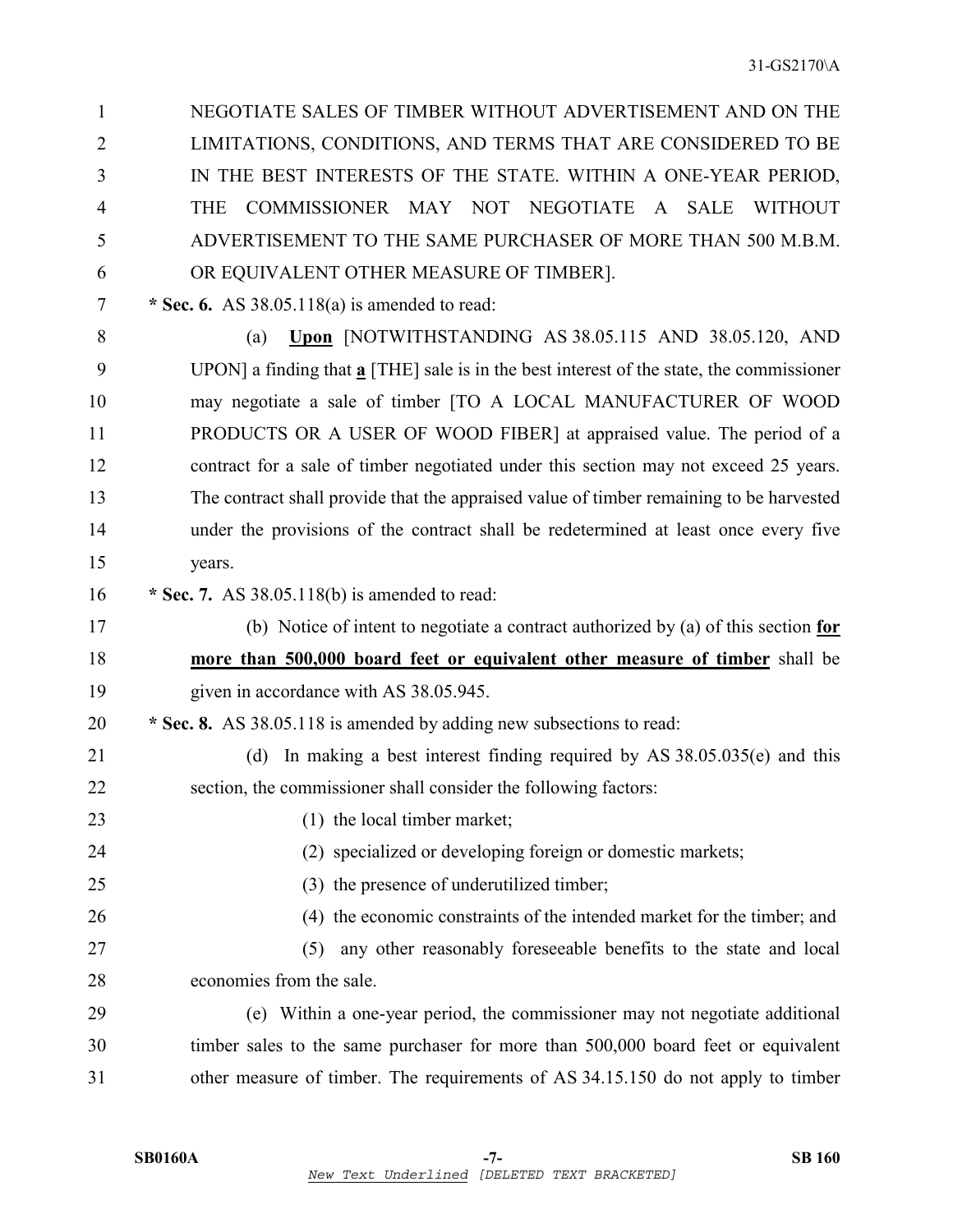NEGOTIATE SALES OF TIMBER WITHOUT ADVERTISEMENT AND ON THE LIMITATIONS, CONDITIONS, AND TERMS THAT ARE CONSIDERED TO BE IN THE BEST INTERESTS OF THE STATE. WITHIN A ONE-YEAR PERIOD, THE COMMISSIONER MAY NOT NEGOTIATE A SALE WITHOUT ADVERTISEMENT TO THE SAME PURCHASER OF MORE THAN 500 M.B.M. OR EQUIVALENT OTHER MEASURE OF TIMBER].

**\* Sec. 6.** AS 38.05.118(a) is amended to read:

(a) **Upon** [NOTWITHSTANDING AS 38.05.115 AND 38.05.120, AND UPON] a finding that **a** [THE] sale is in the best interest of the state, the commissioner may negotiate a sale of timber [TO A LOCAL MANUFACTURER OF WOOD PRODUCTS OR A USER OF WOOD FIBER] at appraised value. The period of a contract for a sale of timber negotiated under this section may not exceed 25 years. The contract shall provide that the appraised value of timber remaining to be harvested under the provisions of the contract shall be redetermined at least once every five years.

**\* Sec. 7.** AS 38.05.118(b) is amended to read:

(b) Notice of intent to negotiate a contract authorized by (a) of this section **for more than 500,000 board feet or equivalent other measure of timber** shall be given in accordance with AS 38.05.945.

**\* Sec. 8.** AS 38.05.118 is amended by adding new subsections to read:

(d) In making a best interest finding required by AS 38.05.035(e) and this section, the commissioner shall consider the following factors:

(1) the local timber market;

(2) specialized or developing foreign or domestic markets;

(3) the presence of underutilized timber;

(4) the economic constraints of the intended market for the timber; and

(5) any other reasonably foreseeable benefits to the state and local economies from the sale.

(e) Within a one-year period, the commissioner may not negotiate additional timber sales to the same purchaser for more than 500,000 board feet or equivalent other measure of timber. The requirements of AS 34.15.150 do not apply to timber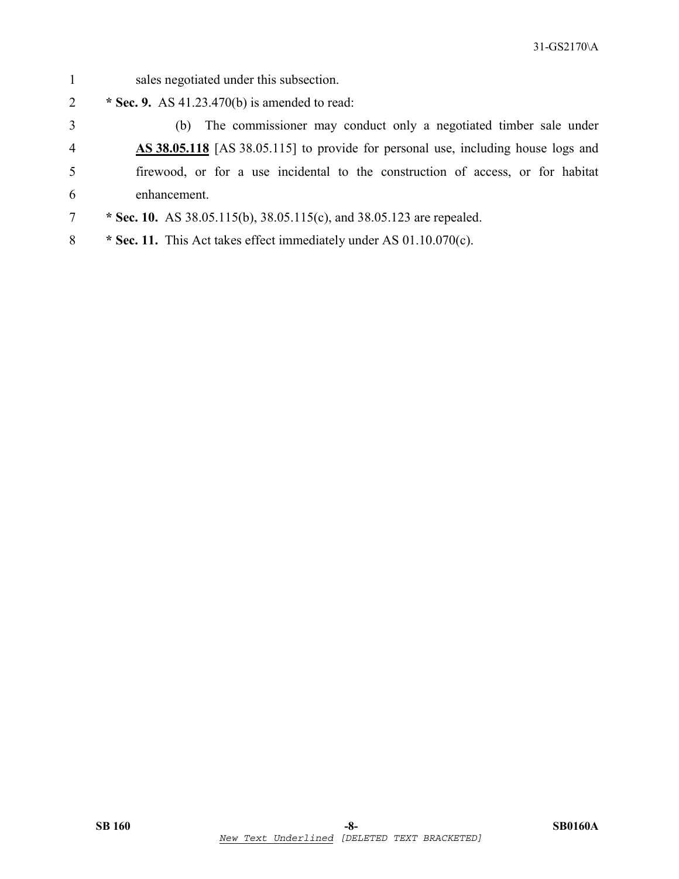sales negotiated under this subsection.

**\* Sec. 9.** AS 41.23.470(b) is amended to read:

(b) The commissioner may conduct only a negotiated timber sale under <u>**AS 38.05.118**</u> [AS 38.05.115] to provide for personal use, including house logs and firewood, or for a use incidental to the construction of access, or for habitat enhancement.

**\* Sec. 10.** AS 38.05.115(b), 38.05.115(c), and 38.05.123 are repealed.

**\* Sec. 11.** This Act takes effect immediately under AS 01.10.070(c).